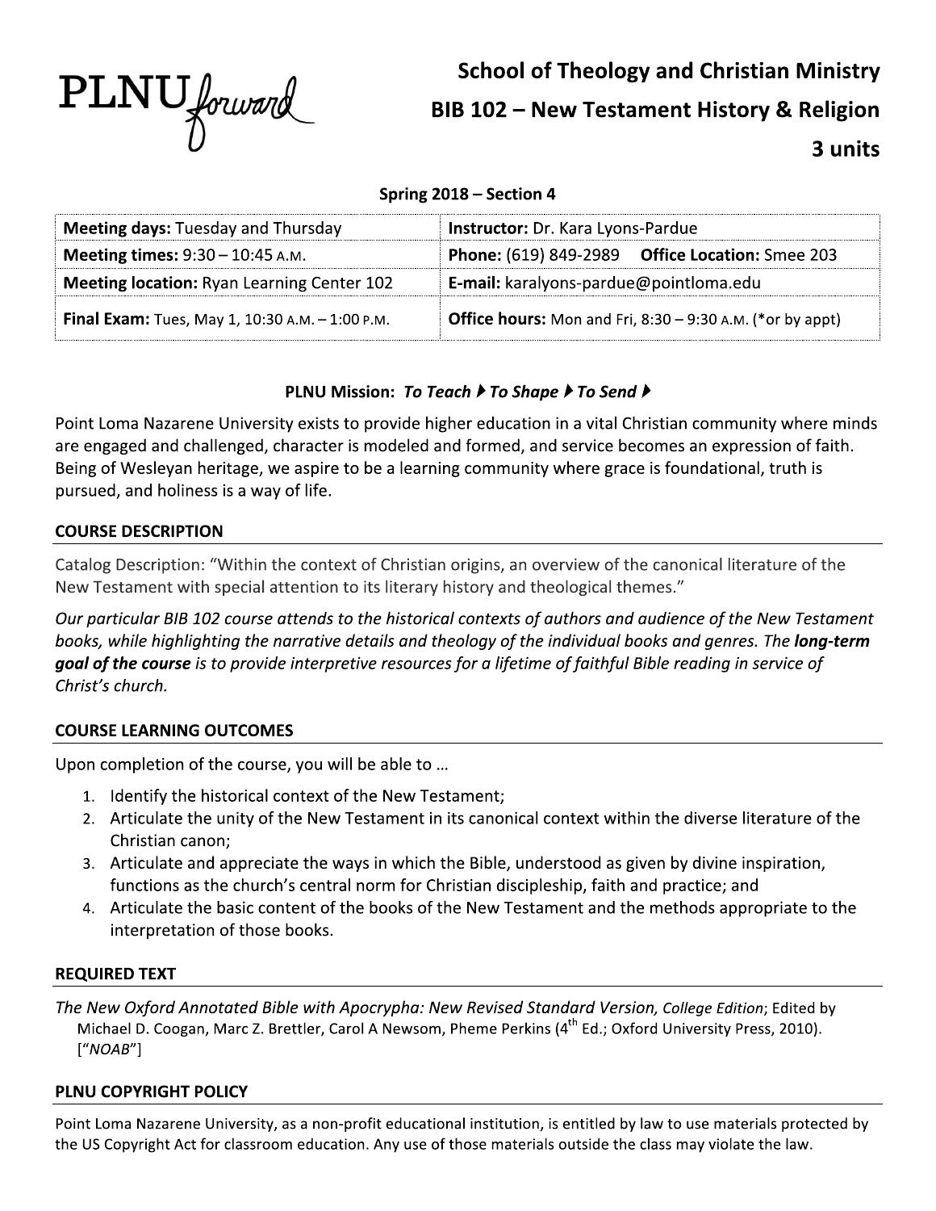PLNU *forward*

# School of Theology and Christian Ministry

# BIB 102 – New Testament History & Religion

# 3 units

**Spring 2018 – Section 4**

| **Meeting days:** Tuesday and Thursday | **Instructor:** Dr. Kara Lyons-Pardue |
|---|---|
| **Meeting times:** 9:30 – 10:45 A.M. | **Phone:** (619) 849-2989 **Office Location:** Smee 203 |
| **Meeting location:** Ryan Learning Center 102 | **E-mail:** karalyons-pardue@pointloma.edu |
| **Final Exam:** Tues, May 1, 10:30 A.M. – 1:00 P.M. | **Office hours:** Mon and Fri, 8:30 – 9:30 A.M. (*or by appt) |

**PLNU Mission:** ***To Teach ▶ To Shape ▶ To Send ▶***

Point Loma Nazarene University exists to provide higher education in a vital Christian community where minds are engaged and challenged, character is modeled and formed, and service becomes an expression of faith. Being of Wesleyan heritage, we aspire to be a learning community where grace is foundational, truth is pursued, and holiness is a way of life.

## COURSE DESCRIPTION

Catalog Description: "Within the context of Christian origins, an overview of the canonical literature of the New Testament with special attention to its literary history and theological themes."

*Our particular BIB 102 course attends to the historical contexts of authors and audience of the New Testament books, while highlighting the narrative details and theology of the individual books and genres. The* ***long-term goal of the course*** *is to provide interpretive resources for a lifetime of faithful Bible reading in service of Christ's church.*

## COURSE LEARNING OUTCOMES

Upon completion of the course, you will be able to …

1. Identify the historical context of the New Testament;
2. Articulate the unity of the New Testament in its canonical context within the diverse literature of the Christian canon;
3. Articulate and appreciate the ways in which the Bible, understood as given by divine inspiration, functions as the church's central norm for Christian discipleship, faith and practice; and
4. Articulate the basic content of the books of the New Testament and the methods appropriate to the interpretation of those books.

## REQUIRED TEXT

*The New Oxford Annotated Bible with Apocrypha: New Revised Standard Version, College Edition*; Edited by Michael D. Coogan, Marc Z. Brettler, Carol A Newsom, Pheme Perkins (4th Ed.; Oxford University Press, 2010). ["*NOAB*"]

## PLNU COPYRIGHT POLICY

Point Loma Nazarene University, as a non-profit educational institution, is entitled by law to use materials protected by the US Copyright Act for classroom education. Any use of those materials outside the class may violate the law.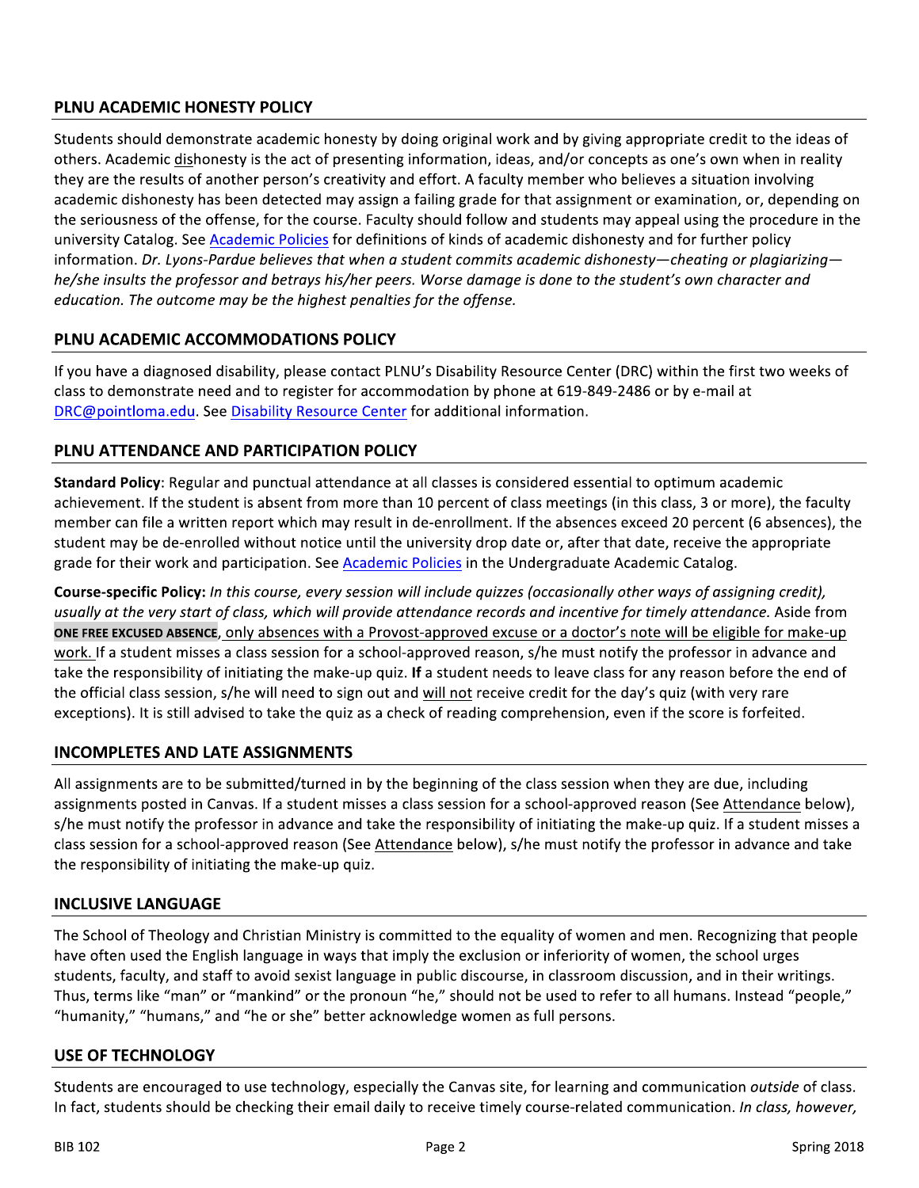## PLNU ACADEMIC HONESTY POLICY

Students should demonstrate academic honesty by doing original work and by giving appropriate credit to the ideas of others. Academic dishonesty is the act of presenting information, ideas, and/or concepts as one's own when in reality they are the results of another person's creativity and effort. A faculty member who believes a situation involving academic dishonesty has been detected may assign a failing grade for that assignment or examination, or, depending on the seriousness of the offense, for the course. Faculty should follow and students may appeal using the procedure in the university Catalog. See [Academic Policies] for definitions of kinds of academic dishonesty and for further policy information. *Dr. Lyons-Pardue believes that when a student commits academic dishonesty—cheating or plagiarizing—he/she insults the professor and betrays his/her peers. Worse damage is done to the student's own character and education. The outcome may be the highest penalties for the offense.*

## PLNU ACADEMIC ACCOMMODATIONS POLICY

If you have a diagnosed disability, please contact PLNU's Disability Resource Center (DRC) within the first two weeks of class to demonstrate need and to register for accommodation by phone at 619-849-2486 or by e-mail at DRC@pointloma.edu. See Disability Resource Center for additional information.

## PLNU ATTENDANCE AND PARTICIPATION POLICY

**Standard Policy**: Regular and punctual attendance at all classes is considered essential to optimum academic achievement. If the student is absent from more than 10 percent of class meetings (in this class, 3 or more), the faculty member can file a written report which may result in de-enrollment. If the absences exceed 20 percent (6 absences), the student may be de-enrolled without notice until the university drop date or, after that date, receive the appropriate grade for their work and participation. See Academic Policies in the Undergraduate Academic Catalog.

**Course-specific Policy:** *In this course, every session will include quizzes (occasionally other ways of assigning credit), usually at the very start of class, which will provide attendance records and incentive for timely attendance.* Aside from **ONE FREE EXCUSED ABSENCE**, only absences with a Provost-approved excuse or a doctor's note will be eligible for make-up work. If a student misses a class session for a school-approved reason, s/he must notify the professor in advance and take the responsibility of initiating the make-up quiz. **If** a student needs to leave class for any reason before the end of the official class session, s/he will need to sign out and will not receive credit for the day's quiz (with very rare exceptions). It is still advised to take the quiz as a check of reading comprehension, even if the score is forfeited.

## INCOMPLETES AND LATE ASSIGNMENTS

All assignments are to be submitted/turned in by the beginning of the class session when they are due, including assignments posted in Canvas. If a student misses a class session for a school-approved reason (See Attendance below), s/he must notify the professor in advance and take the responsibility of initiating the make-up quiz. If a student misses a class session for a school-approved reason (See Attendance below), s/he must notify the professor in advance and take the responsibility of initiating the make-up quiz.

## INCLUSIVE LANGUAGE

The School of Theology and Christian Ministry is committed to the equality of women and men. Recognizing that people have often used the English language in ways that imply the exclusion or inferiority of women, the school urges students, faculty, and staff to avoid sexist language in public discourse, in classroom discussion, and in their writings. Thus, terms like "man" or "mankind" or the pronoun "he," should not be used to refer to all humans. Instead "people," "humanity," "humans," and "he or she" better acknowledge women as full persons.

## USE OF TECHNOLOGY

Students are encouraged to use technology, especially the Canvas site, for learning and communication *outside* of class. In fact, students should be checking their email daily to receive timely course-related communication. *In class, however,*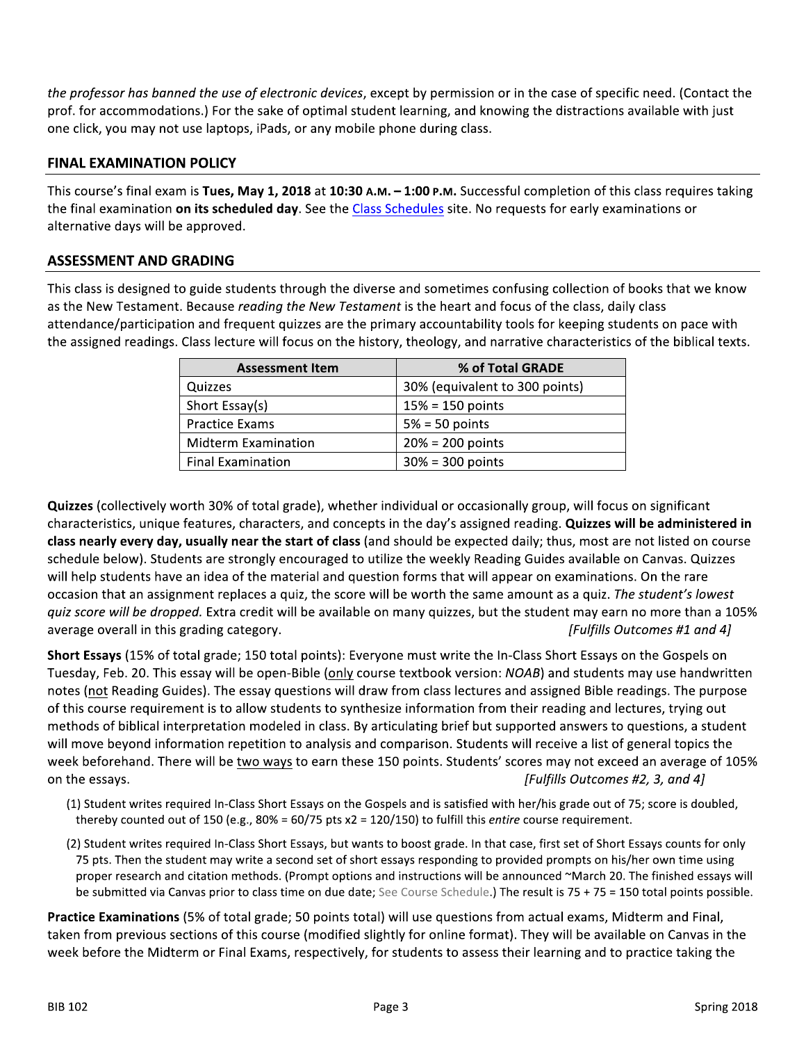*the professor has banned the use of electronic devices*, except by permission or in the case of specific need. (Contact the prof. for accommodations.) For the sake of optimal student learning, and knowing the distractions available with just one click, you may not use laptops, iPads, or any mobile phone during class.

## FINAL EXAMINATION POLICY

This course's final exam is **Tues, May 1, 2018** at **10:30 A.M. – 1:00 P.M.** Successful completion of this class requires taking the final examination **on its scheduled day**. See the Class Schedules site. No requests for early examinations or alternative days will be approved.

## ASSESSMENT AND GRADING

This class is designed to guide students through the diverse and sometimes confusing collection of books that we know as the New Testament. Because *reading the New Testament* is the heart and focus of the class, daily class attendance/participation and frequent quizzes are the primary accountability tools for keeping students on pace with the assigned readings. Class lecture will focus on the history, theology, and narrative characteristics of the biblical texts.

| Assessment Item | % of Total GRADE |
| --- | --- |
| Quizzes | 30% (equivalent to 300 points) |
| Short Essay(s) | 15% = 150 points |
| Practice Exams | 5% = 50 points |
| Midterm Examination | 20% = 200 points |
| Final Examination | 30% = 300 points |

**Quizzes** (collectively worth 30% of total grade), whether individual or occasionally group, will focus on significant characteristics, unique features, characters, and concepts in the day's assigned reading. **Quizzes will be administered in class nearly every day, usually near the start of class** (and should be expected daily; thus, most are not listed on course schedule below). Students are strongly encouraged to utilize the weekly Reading Guides available on Canvas. Quizzes will help students have an idea of the material and question forms that will appear on examinations. On the rare occasion that an assignment replaces a quiz, the score will be worth the same amount as a quiz. *The student's lowest quiz score will be dropped.* Extra credit will be available on many quizzes, but the student may earn no more than a 105% average overall in this grading category. *[Fulfills Outcomes #1 and 4]*

**Short Essays** (15% of total grade; 150 total points): Everyone must write the In-Class Short Essays on the Gospels on Tuesday, Feb. 20. This essay will be open-Bible (only course textbook version: *NOAB*) and students may use handwritten notes (not Reading Guides). The essay questions will draw from class lectures and assigned Bible readings. The purpose of this course requirement is to allow students to synthesize information from their reading and lectures, trying out methods of biblical interpretation modeled in class. By articulating brief but supported answers to questions, a student will move beyond information repetition to analysis and comparison. Students will receive a list of general topics the week beforehand. There will be two ways to earn these 150 points. Students' scores may not exceed an average of 105% on the essays. *[Fulfills Outcomes #2, 3, and 4]*

(1) Student writes required In-Class Short Essays on the Gospels and is satisfied with her/his grade out of 75; score is doubled, thereby counted out of 150 (e.g., 80% = 60/75 pts x2 = 120/150) to fulfill this *entire* course requirement.

(2) Student writes required In-Class Short Essays, but wants to boost grade. In that case, first set of Short Essays counts for only 75 pts. Then the student may write a second set of short essays responding to provided prompts on his/her own time using proper research and citation methods. (Prompt options and instructions will be announced ~March 20. The finished essays will be submitted via Canvas prior to class time on due date; See Course Schedule.) The result is 75 + 75 = 150 total points possible.

**Practice Examinations** (5% of total grade; 50 points total) will use questions from actual exams, Midterm and Final, taken from previous sections of this course (modified slightly for online format). They will be available on Canvas in the week before the Midterm or Final Exams, respectively, for students to assess their learning and to practice taking the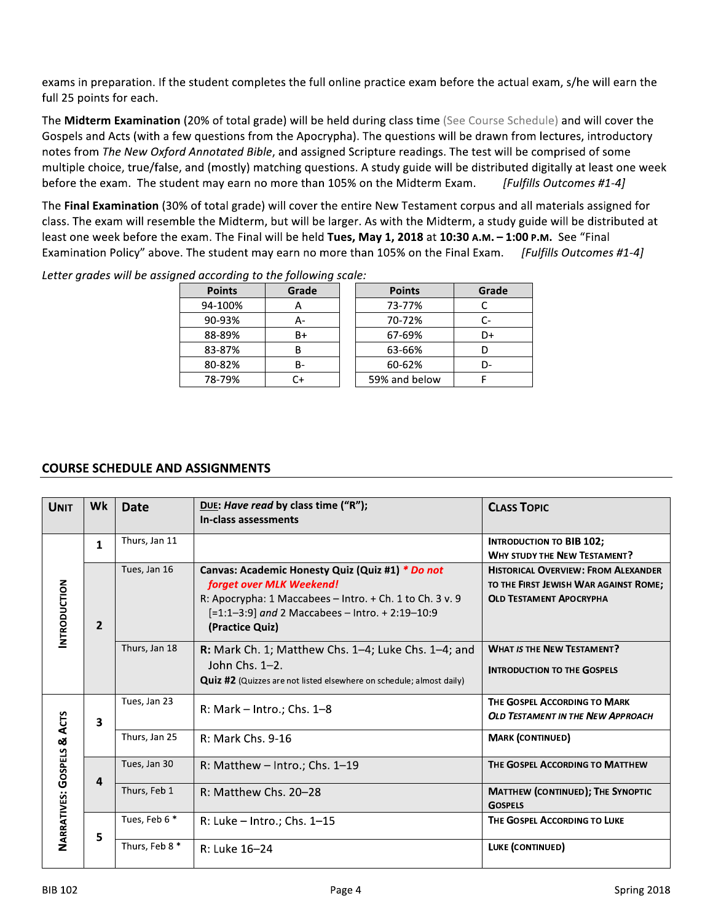exams in preparation. If the student completes the full online practice exam before the actual exam, s/he will earn the full 25 points for each.

The **Midterm Examination** (20% of total grade) will be held during class time (See Course Schedule) and will cover the Gospels and Acts (with a few questions from the Apocrypha). The questions will be drawn from lectures, introductory notes from *The New Oxford Annotated Bible*, and assigned Scripture readings. The test will be comprised of some multiple choice, true/false, and (mostly) matching questions. A study guide will be distributed digitally at least one week before the exam. The student may earn no more than 105% on the Midterm Exam. *[Fulfills Outcomes #1-4]*

The **Final Examination** (30% of total grade) will cover the entire New Testament corpus and all materials assigned for class. The exam will resemble the Midterm, but will be larger. As with the Midterm, a study guide will be distributed at least one week before the exam. The Final will be held **Tues, May 1, 2018** at **10:30 A.M. – 1:00 P.M.** See "Final Examination Policy" above. The student may earn no more than 105% on the Final Exam. *[Fulfills Outcomes #1-4]*

*Letter grades will be assigned according to the following scale:*

| Points | Grade |
|---|---|
| 94-100% | A |
| 90-93% | A- |
| 88-89% | B+ |
| 83-87% | B |
| 80-82% | B- |
| 78-79% | C+ |

| Points | Grade |
|---|---|
| 73-77% | C |
| 70-72% | C- |
| 67-69% | D+ |
| 63-66% | D |
| 60-62% | D- |
| 59% and below | F |

## COURSE SCHEDULE AND ASSIGNMENTS

| Unit | Wk | Date | DUE: *Have read* by class time ("R"); In-class assessments | Class Topic |
|---|---|---|---|---|
| Introduction | 1 | Thurs, Jan 11 | | INTRODUCTION TO BIB 102; WHY STUDY THE NEW TESTAMENT? |
| | 2 | Tues, Jan 16 | **Canvas: Academic Honesty Quiz (Quiz #1)** ***\* Do not forget over MLK Weekend!*** R: Apocrypha: 1 Maccabees – Intro. + Ch. 1 to Ch. 3 v. 9 [=1:1–3:9] *and* 2 Maccabees – Intro. + 2:19–10:9 **(Practice Quiz)** | HISTORICAL OVERVIEW: FROM ALEXANDER TO THE FIRST JEWISH WAR AGAINST ROME; OLD TESTAMENT APOCRYPHA |
| | | Thurs, Jan 18 | **R:** Mark Ch. 1; Matthew Chs. 1–4; Luke Chs. 1–4; and John Chs. 1–2. **Quiz #2** (Quizzes are not listed elsewhere on schedule; almost daily) | WHAT *IS* THE NEW TESTAMENT? INTRODUCTION TO THE GOSPELS |
| Narratives: Gospels & Acts | 3 | Tues, Jan 23 | R: Mark – Intro.; Chs. 1–8 | THE GOSPEL ACCORDING TO MARK *OLD TESTAMENT IN THE NEW APPROACH* |
| | | Thurs, Jan 25 | R: Mark Chs. 9-16 | MARK (CONTINUED) |
| | 4 | Tues, Jan 30 | R: Matthew – Intro.; Chs. 1–19 | THE GOSPEL ACCORDING TO MATTHEW |
| | | Thurs, Feb 1 | R: Matthew Chs. 20–28 | MATTHEW (CONTINUED); THE SYNOPTIC GOSPELS |
| | 5 | Tues, Feb 6 * | R: Luke – Intro.; Chs. 1–15 | THE GOSPEL ACCORDING TO LUKE |
| | | Thurs, Feb 8 * | R: Luke 16–24 | LUKE (CONTINUED) |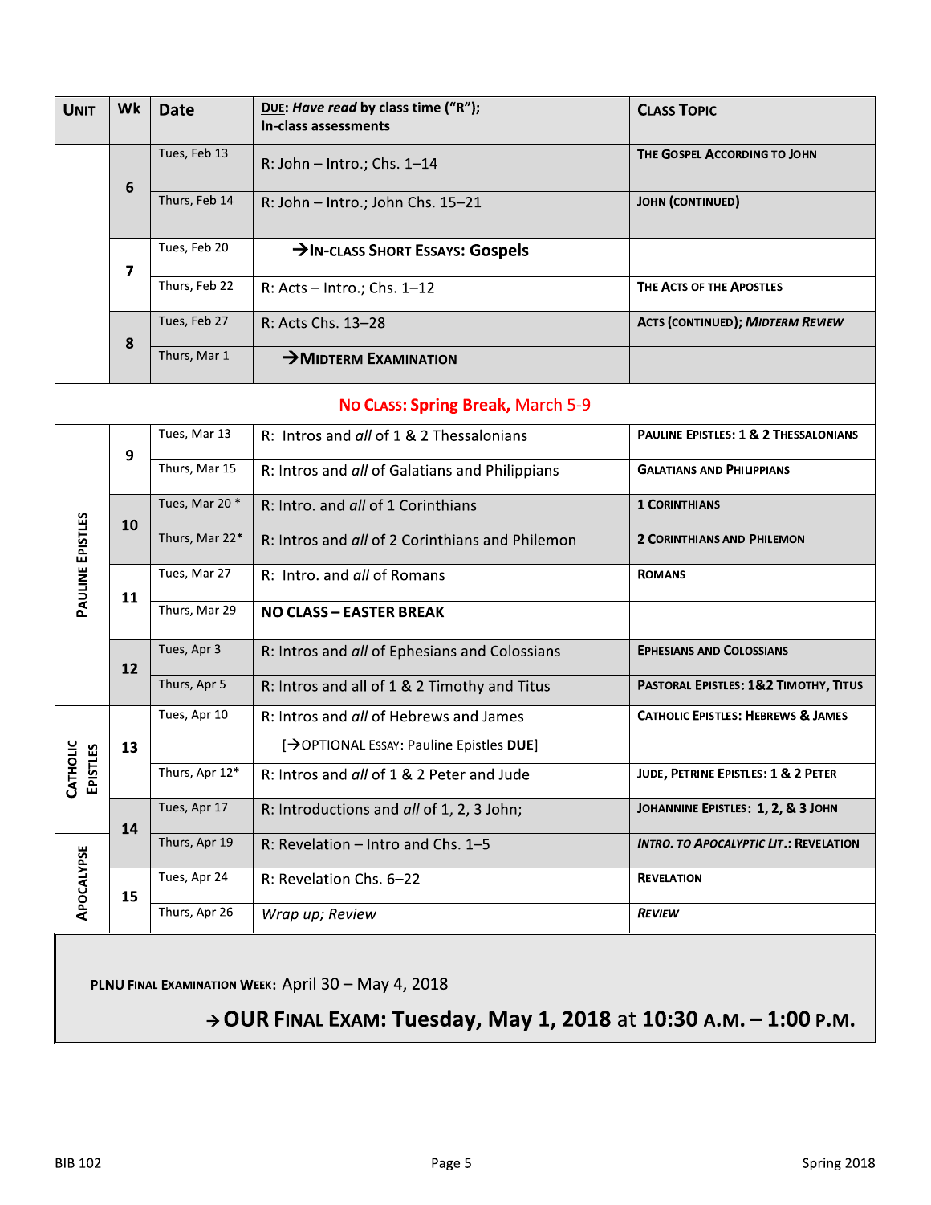| Unit | Wk | Date | Due: *Have read* by class time ("R"); In-class assessments | Class Topic |
|---|---|---|---|---|
| | 6 | Tues, Feb 13 | R: John – Intro.; Chs. 1–14 | **The Gospel According to John** |
| | | Thurs, Feb 14 | R: John – Intro.; John Chs. 15–21 | **John (continued)** |
| | 7 | Tues, Feb 20 | →**In-class Short Essays: Gospels** | |
| | | Thurs, Feb 22 | R: Acts – Intro.; Chs. 1–12 | **The Acts of the Apostles** |
| | 8 | Tues, Feb 27 | R: Acts Chs. 13–28 | **Acts (continued);** ***Midterm Review*** |
| | | Thurs, Mar 1 | →**Midterm Examination** | |
| **No Class: Spring Break,** March 5-9 | | | | |
| **Pauline Epistles** | 9 | Tues, Mar 13 | R: Intros and *all* of 1 & 2 Thessalonians | **Pauline Epistles: 1 & 2 Thessalonians** |
| | | Thurs, Mar 15 | R: Intros and *all* of Galatians and Philippians | **Galatians and Philippians** |
| | 10 | Tues, Mar 20 * | R: Intro. and *all* of 1 Corinthians | **1 Corinthians** |
| | | Thurs, Mar 22* | R: Intros and *all* of 2 Corinthians and Philemon | **2 Corinthians and Philemon** |
| | 11 | Tues, Mar 27 | R: Intro. and *all* of Romans | **Romans** |
| | | ~~Thurs, Mar 29~~ | **NO CLASS – EASTER BREAK** | |
| | 12 | Tues, Apr 3 | R: Intros and *all* of Ephesians and Colossians | **Ephesians and Colossians** |
| | | Thurs, Apr 5 | R: Intros and all of 1 & 2 Timothy and Titus | **Pastoral Epistles: 1&2 Timothy, Titus** |
| **Catholic Epistles** | 13 | Tues, Apr 10 | R: Intros and *all* of Hebrews and James [→Optional Essay: Pauline Epistles **DUE**] | **Catholic Epistles: Hebrews & James** |
| | | Thurs, Apr 12* | R: Intros and *all* of 1 & 2 Peter and Jude | **Jude, Petrine Epistles: 1 & 2 Peter** |
| | 14 | Tues, Apr 17 | R: Introductions and *all* of 1, 2, 3 John; | **Johannine Epistles: 1, 2, & 3 John** |
| **Apocalypse** | | Thurs, Apr 19 | R: Revelation – Intro and Chs. 1–5 | ***Intro. to Apocalyptic Lit.*: Revelation** |
| | 15 | Tues, Apr 24 | R: Revelation Chs. 6–22 | **Revelation** |
| | | Thurs, Apr 26 | *Wrap up; Review* | ***Review*** |

**PLNU Final Examination Week:** April 30 – May 4, 2018

→ **Our Final Exam: Tuesday, May 1, 2018** at **10:30 A.M. – 1:00 P.M.**